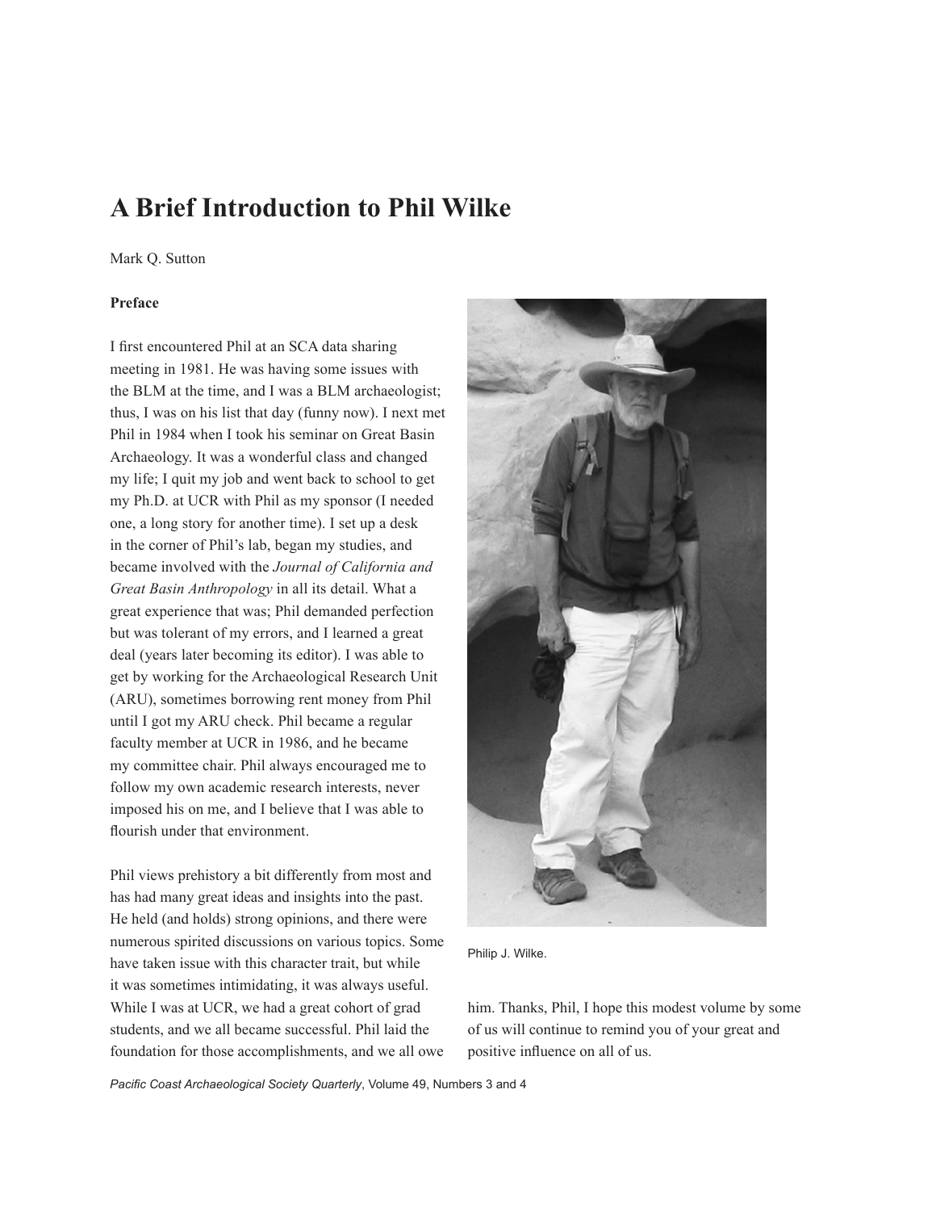# A Brief Introduction to Phil Wilke

Mark Q. Sutton

### Preface

I first encountered Phil at an SCA data sharing meeting in 1981. He was having some issues with the BLM at the time, and I was a BLM archaeologist; thus, I was on his list that day (funny now). I next met Phil in 1984 when I took his seminar on Great Basin Archaeology. It was a wonderful class and changed my life; I quit my job and went back to school to get my Ph.D. at UCR with Phil as my sponsor (I needed one, a long story for another time). I set up a desk in the corner of Phil's lab, began my studies, and became involved with the *Journal of California and Great Basin Anthropology* in all its detail. What a great experience that was; Phil demanded perfection but was tolerant of my errors, and I learned a great deal (years later becoming its editor). I was able to get by working for the Archaeological Research Unit (ARU), sometimes borrowing rent money from Phil until I got my ARU check. Phil became a regular faculty member at UCR in 1986, and he became my committee chair. Phil always encouraged me to follow my own academic research interests, never imposed his on me, and I believe that I was able to flourish under that environment.

Phil views prehistory a bit differently from most and has had many great ideas and insights into the past. He held (and holds) strong opinions, and there were numerous spirited discussions on various topics. Some have taken issue with this character trait, but while it was sometimes intimidating, it was always useful. While I was at UCR, we had a great cohort of grad students, and we all became successful. Phil laid the foundation for those accomplishments, and we all owe him. Thanks, Phil, I hope this modest volume by some of us will continue to remind you of your great and positive influence on all of us.

Philip J. Wilke.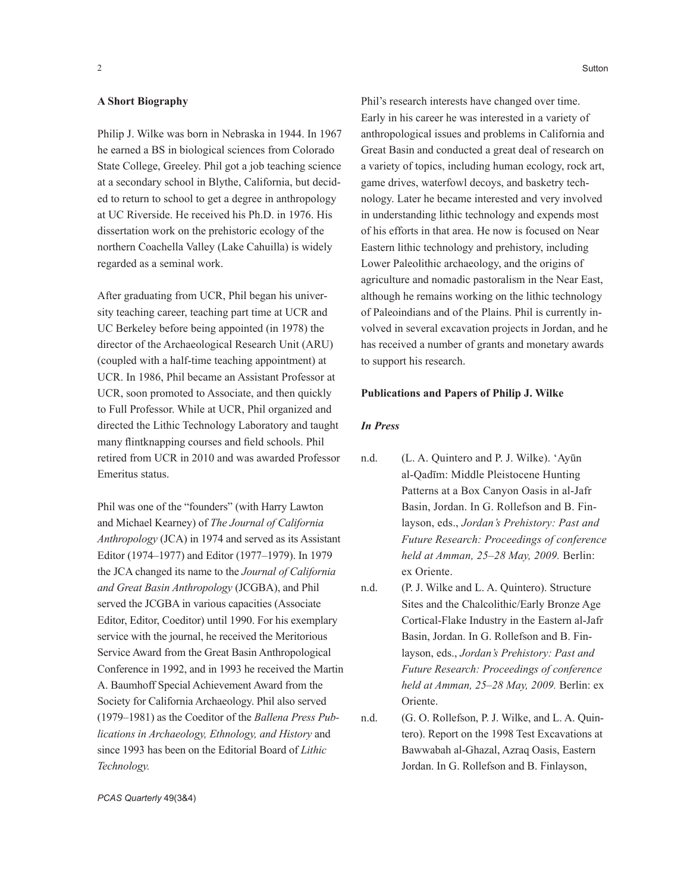### A Short Biography

Philip J. Wilke was born in Nebraska in 1944. In 1967 he earned a BS in biological sciences from Colorado State College, Greeley. Phil got a job teaching science at a secondary school in Blythe, California, but decided to return to school to get a degree in anthropology at UC Riverside. He received his Ph.D. in 1976. His dissertation work on the prehistoric ecology of the northern Coachella Valley (Lake Cahuilla) is widely regarded as a seminal work.

After graduating from UCR, Phil began his university teaching career, teaching part time at UCR and UC Berkeley before being appointed (in 1978) the director of the Archaeological Research Unit (ARU) (coupled with a half-time teaching appointment) at UCR. In 1986, Phil became an Assistant Professor at UCR, soon promoted to Associate, and then quickly to Full Professor. While at UCR, Phil organized and directed the Lithic Technology Laboratory and taught many flintknapping courses and field schools. Phil retired from UCR in 2010 and was awarded Professor Emeritus status.

Phil was one of the "founders" (with Harry Lawton and Michael Kearney) of *The Journal of California Anthropology* (JCA) in 1974 and served as its Assistant Editor (1974–1977) and Editor (1977–1979). In 1979 the JCA changed its name to the *Journal of California and Great Basin Anthropology* (JCGBA), and Phil served the JCGBA in various capacities (Associate Editor, Editor, Coeditor) until 1990. For his exemplary service with the journal, he received the Meritorious Service Award from the Great Basin Anthropological Conference in 1992, and in 1993 he received the Martin A. Baumhoff Special Achievement Award from the Society for California Archaeology. Phil also served (1979–1981) as the Coeditor of the *Ballena Press Publications in Archaeology, Ethnology, and History* and since 1993 has been on the Editorial Board of *Lithic Technology.*

Phil's research interests have changed over time. Early in his career he was interested in a variety of anthropological issues and problems in California and Great Basin and conducted a great deal of research on a variety of topics, including human ecology, rock art, game drives, waterfowl decoys, and basketry technology. Later he became interested and very involved in understanding lithic technology and expends most of his efforts in that area. He now is focused on Near Eastern lithic technology and prehistory, including Lower Paleolithic archaeology, and the origins of agriculture and nomadic pastoralism in the Near East, although he remains working on the lithic technology of Paleoindians and of the Plains. Phil is currently involved in several excavation projects in Jordan, and he has received a number of grants and monetary awards to support his research.

### Publications and Papers of Philip J. Wilke

#### *In Press*

n.d. (L. A. Quintero and P. J. Wilke). ʻAyūn al-Qadīm: Middle Pleistocene Hunting Patterns at a Box Canyon Oasis in al-Jafr Basin, Jordan. In G. Rollefson and B. Finlayson, eds., *Jordan's Prehistory: Past and Future Research: Proceedings of conference held at Amman, 25–28 May, 2009.* Berlin: ex Oriente.

n.d. (P. J. Wilke and L. A. Quintero). Structure Sites and the Chalcolithic/Early Bronze Age Cortical-Flake Industry in the Eastern al-Jafr Basin, Jordan. In G. Rollefson and B. Finlayson, eds., *Jordan's Prehistory: Past and Future Research: Proceedings of conference held at Amman, 25–28 May, 2009.* Berlin: ex Oriente.

n.d. (G. O. Rollefson, P. J. Wilke, and L. A. Quintero). Report on the 1998 Test Excavations at Bawwabah al-Ghazal, Azraq Oasis, Eastern Jordan. In G. Rollefson and B. Finlayson,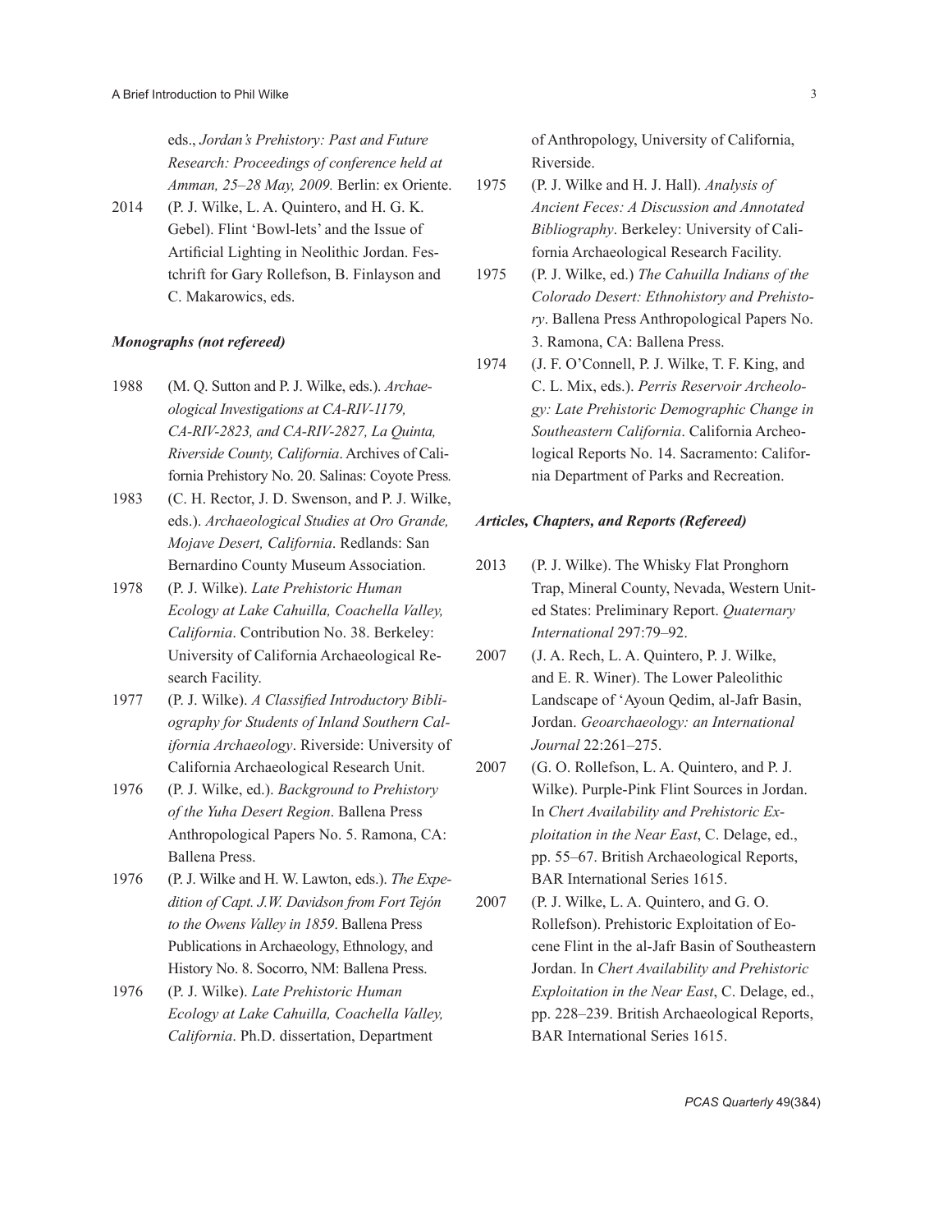eds., *Jordan's Prehistory: Past and Future Research: Proceedings of conference held at Amman, 25–28 May, 2009.* Berlin: ex Oriente.

2014 (P. J. Wilke, L. A. Quintero, and H. G. K. Gebel). Flint 'Bowl-lets' and the Issue of Artificial Lighting in Neolithic Jordan. Festchrift for Gary Rollefson, B. Finlayson and C. Makarowics, eds.

### *Monographs (not refereed)*

1988 (M. Q. Sutton and P. J. Wilke, eds.). *Archaeological Investigations at CA-RIV-1179, CA-RIV-2823, and CA-RIV-2827, La Quinta, Riverside County, California*. Archives of California Prehistory No. 20. Salinas: Coyote Press.

1983 (C. H. Rector, J. D. Swenson, and P. J. Wilke, eds.). *Archaeological Studies at Oro Grande, Mojave Desert, California*. Redlands: San Bernardino County Museum Association.

1978 (P. J. Wilke). *Late Prehistoric Human Ecology at Lake Cahuilla, Coachella Valley, California*. Contribution No. 38. Berkeley: University of California Archaeological Research Facility.

1977 (P. J. Wilke). *A Classified Introductory Bibliography for Students of Inland Southern California Archaeology*. Riverside: University of California Archaeological Research Unit.

1976 (P. J. Wilke, ed.). *Background to Prehistory of the Yuha Desert Region*. Ballena Press Anthropological Papers No. 5. Ramona, CA: Ballena Press.

1976 (P. J. Wilke and H. W. Lawton, eds.). *The Expedition of Capt. J.W. Davidson from Fort Tejón to the Owens Valley in 1859*. Ballena Press Publications in Archaeology, Ethnology, and History No. 8. Socorro, NM: Ballena Press.

1976 (P. J. Wilke). *Late Prehistoric Human Ecology at Lake Cahuilla, Coachella Valley, California*. Ph.D. dissertation, Department of Anthropology, University of California, Riverside.

1975 (P. J. Wilke and H. J. Hall). *Analysis of Ancient Feces: A Discussion and Annotated Bibliography*. Berkeley: University of California Archaeological Research Facility.

1975 (P. J. Wilke, ed.) *The Cahuilla Indians of the Colorado Desert: Ethnohistory and Prehistory*. Ballena Press Anthropological Papers No. 3. Ramona, CA: Ballena Press.

1974 (J. F. O'Connell, P. J. Wilke, T. F. King, and C. L. Mix, eds.). *Perris Reservoir Archeology: Late Prehistoric Demographic Change in Southeastern California*. California Archeological Reports No. 14. Sacramento: California Department of Parks and Recreation.

### *Articles, Chapters, and Reports (Refereed)*

2013 (P. J. Wilke). The Whisky Flat Pronghorn Trap, Mineral County, Nevada, Western United States: Preliminary Report. *Quaternary International* 297:79–92.

2007 (J. A. Rech, L. A. Quintero, P. J. Wilke, and E. R. Winer). The Lower Paleolithic Landscape of 'Ayoun Qedim, al-Jafr Basin, Jordan. *Geoarchaeology: an International Journal* 22:261–275.

2007 (G. O. Rollefson, L. A. Quintero, and P. J. Wilke). Purple-Pink Flint Sources in Jordan. In *Chert Availability and Prehistoric Exploitation in the Near East*, C. Delage, ed., pp. 55–67. British Archaeological Reports, BAR International Series 1615.

2007 (P. J. Wilke, L. A. Quintero, and G. O. Rollefson). Prehistoric Exploitation of Eocene Flint in the al-Jafr Basin of Southeastern Jordan. In *Chert Availability and Prehistoric Exploitation in the Near East*, C. Delage, ed., pp. 228–239. British Archaeological Reports, BAR International Series 1615.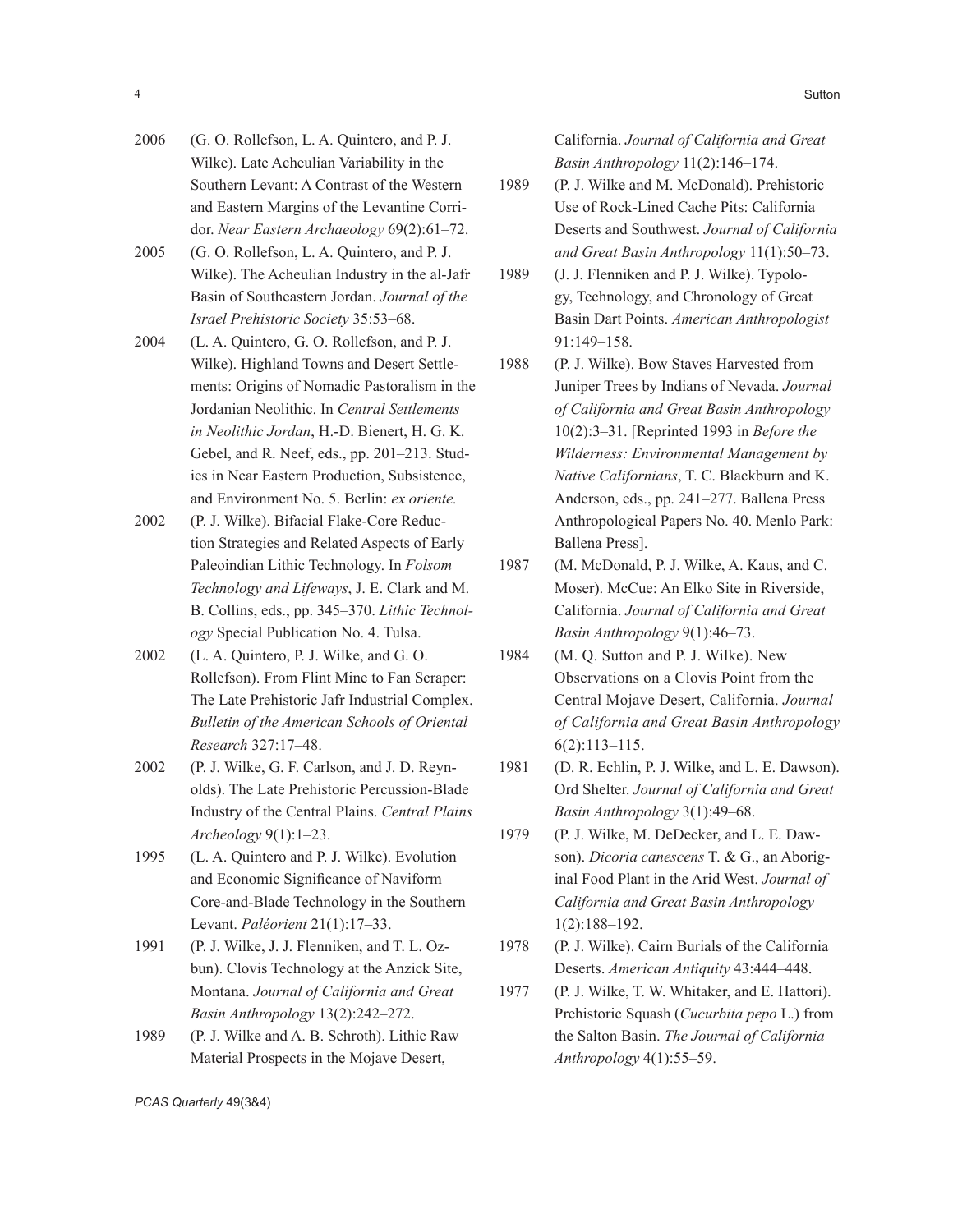2006 (G. O. Rollefson, L. A. Quintero, and P. J. Wilke). Late Acheulian Variability in the Southern Levant: A Contrast of the Western and Eastern Margins of the Levantine Corridor. *Near Eastern Archaeology* 69(2):61–72.

2005 (G. O. Rollefson, L. A. Quintero, and P. J. Wilke). The Acheulian Industry in the al-Jafr Basin of Southeastern Jordan. *Journal of the Israel Prehistoric Society* 35:53–68.

2004 (L. A. Quintero, G. O. Rollefson, and P. J. Wilke). Highland Towns and Desert Settlements: Origins of Nomadic Pastoralism in the Jordanian Neolithic. In *Central Settlements in Neolithic Jordan*, H.-D. Bienert, H. G. K. Gebel, and R. Neef, eds., pp. 201–213. Studies in Near Eastern Production, Subsistence, and Environment No. 5. Berlin: *ex oriente.*

2002 (P. J. Wilke). Bifacial Flake-Core Reduction Strategies and Related Aspects of Early Paleoindian Lithic Technology. In *Folsom Technology and Lifeways*, J. E. Clark and M. B. Collins, eds., pp. 345–370. *Lithic Technology* Special Publication No. 4. Tulsa.

2002 (L. A. Quintero, P. J. Wilke, and G. O. Rollefson). From Flint Mine to Fan Scraper: The Late Prehistoric Jafr Industrial Complex. *Bulletin of the American Schools of Oriental Research* 327:17–48.

2002 (P. J. Wilke, G. F. Carlson, and J. D. Reynolds). The Late Prehistoric Percussion-Blade Industry of the Central Plains. *Central Plains Archeology* 9(1):1–23.

1995 (L. A. Quintero and P. J. Wilke). Evolution and Economic Significance of Naviform Core-and-Blade Technology in the Southern Levant. *Paléorient* 21(1):17–33.

1991 (P. J. Wilke, J. J. Flenniken, and T. L. Ozbun). Clovis Technology at the Anzick Site, Montana. *Journal of California and Great Basin Anthropology* 13(2):242–272.

1989 (P. J. Wilke and A. B. Schroth). Lithic Raw Material Prospects in the Mojave Desert, California. *Journal of California and Great Basin Anthropology* 11(2):146–174.

1989 (P. J. Wilke and M. McDonald). Prehistoric Use of Rock-Lined Cache Pits: California Deserts and Southwest. *Journal of California and Great Basin Anthropology* 11(1):50–73.

1989 (J. J. Flenniken and P. J. Wilke). Typology, Technology, and Chronology of Great Basin Dart Points. *American Anthropologist* 91:149–158.

1988 (P. J. Wilke). Bow Staves Harvested from Juniper Trees by Indians of Nevada. *Journal of California and Great Basin Anthropology* 10(2):3–31. [Reprinted 1993 in *Before the Wilderness: Environmental Management by Native Californians*, T. C. Blackburn and K. Anderson, eds., pp. 241–277. Ballena Press Anthropological Papers No. 40. Menlo Park: Ballena Press].

1987 (M. McDonald, P. J. Wilke, A. Kaus, and C. Moser). McCue: An Elko Site in Riverside, California. *Journal of California and Great Basin Anthropology* 9(1):46–73.

1984 (M. Q. Sutton and P. J. Wilke). New Observations on a Clovis Point from the Central Mojave Desert, California. *Journal of California and Great Basin Anthropology* 6(2):113–115.

1981 (D. R. Echlin, P. J. Wilke, and L. E. Dawson). Ord Shelter. *Journal of California and Great Basin Anthropology* 3(1):49–68.

1979 (P. J. Wilke, M. DeDecker, and L. E. Dawson). *Dicoria canescens* T. & G., an Aboriginal Food Plant in the Arid West. *Journal of California and Great Basin Anthropology* 1(2):188–192.

1978 (P. J. Wilke). Cairn Burials of the California Deserts. *American Antiquity* 43:444–448.

1977 (P. J. Wilke, T. W. Whitaker, and E. Hattori). Prehistoric Squash (*Cucurbita pepo* L.) from the Salton Basin. *The Journal of California Anthropology* 4(1):55–59.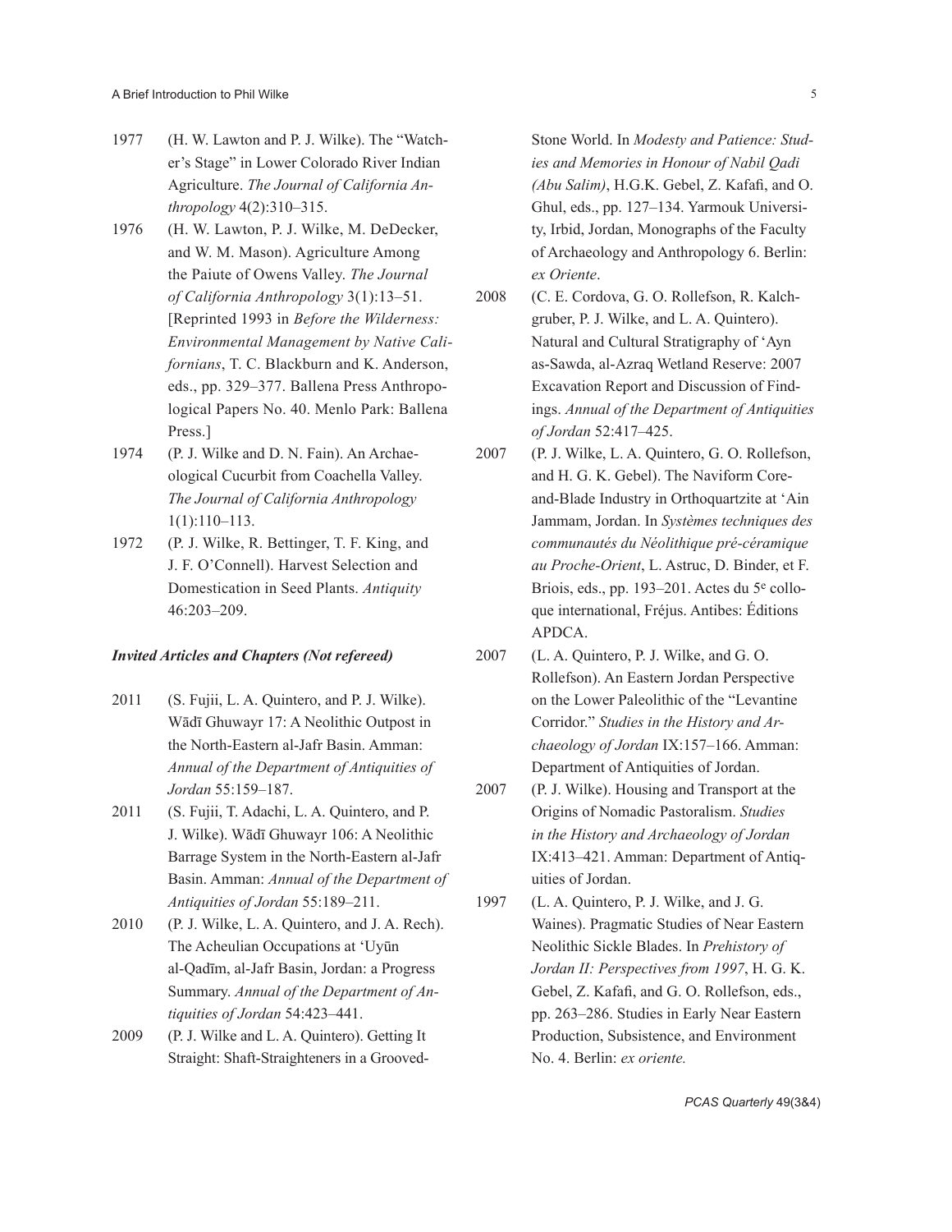1977 (H. W. Lawton and P. J. Wilke). The "Watcher's Stage" in Lower Colorado River Indian Agriculture. *The Journal of California Anthropology* 4(2):310–315.

1976 (H. W. Lawton, P. J. Wilke, M. DeDecker, and W. M. Mason). Agriculture Among the Paiute of Owens Valley. *The Journal of California Anthropology* 3(1):13–51. [Reprinted 1993 in *Before the Wilderness: Environmental Management by Native Californians*, T. C. Blackburn and K. Anderson, eds., pp. 329–377. Ballena Press Anthropological Papers No. 40. Menlo Park: Ballena Press.]

1974 (P. J. Wilke and D. N. Fain). An Archaeological Cucurbit from Coachella Valley. *The Journal of California Anthropology* 1(1):110–113.

1972 (P. J. Wilke, R. Bettinger, T. F. King, and J. F. O'Connell). Harvest Selection and Domestication in Seed Plants. *Antiquity* 46:203–209.

***Invited Articles and Chapters (Not refereed)***

2011 (S. Fujii, L. A. Quintero, and P. J. Wilke). Wādī Ghuwayr 17: A Neolithic Outpost in the North-Eastern al-Jafr Basin. Amman: *Annual of the Department of Antiquities of Jordan* 55:159–187.

2011 (S. Fujii, T. Adachi, L. A. Quintero, and P. J. Wilke). Wādī Ghuwayr 106: A Neolithic Barrage System in the North-Eastern al-Jafr Basin. Amman: *Annual of the Department of Antiquities of Jordan* 55:189–211.

2010 (P. J. Wilke, L. A. Quintero, and J. A. Rech). The Acheulian Occupations at 'Uyūn al-Qadīm, al-Jafr Basin, Jordan: a Progress Summary. *Annual of the Department of Antiquities of Jordan* 54:423–441.

2009 (P. J. Wilke and L. A. Quintero). Getting It Straight: Shaft-Straighteners in a Grooved-Stone World. In *Modesty and Patience: Studies and Memories in Honour of Nabil Qadi (Abu Salim)*, H.G.K. Gebel, Z. Kafafi, and O. Ghul, eds., pp. 127–134. Yarmouk University, Irbid, Jordan, Monographs of the Faculty of Archaeology and Anthropology 6. Berlin: *ex Oriente*.

2008 (C. E. Cordova, G. O. Rollefson, R. Kalchgruber, P. J. Wilke, and L. A. Quintero). Natural and Cultural Stratigraphy of 'Ayn as-Sawda, al-Azraq Wetland Reserve: 2007 Excavation Report and Discussion of Findings. *Annual of the Department of Antiquities of Jordan* 52:417–425.

2007 (P. J. Wilke, L. A. Quintero, G. O. Rollefson, and H. G. K. Gebel). The Naviform Core-and-Blade Industry in Orthoquartzite at 'Ain Jammam, Jordan. In *Systèmes techniques des communautés du Néolithique pré-céramique au Proche-Orient*, L. Astruc, D. Binder, et F. Briois, eds., pp. 193–201. Actes du 5e colloque international, Fréjus. Antibes: Éditions APDCA.

2007 (L. A. Quintero, P. J. Wilke, and G. O. Rollefson). An Eastern Jordan Perspective on the Lower Paleolithic of the "Levantine Corridor." *Studies in the History and Archaeology of Jordan* IX:157–166. Amman: Department of Antiquities of Jordan.

2007 (P. J. Wilke). Housing and Transport at the Origins of Nomadic Pastoralism. *Studies in the History and Archaeology of Jordan* IX:413–421. Amman: Department of Antiquities of Jordan.

1997 (L. A. Quintero, P. J. Wilke, and J. G. Waines). Pragmatic Studies of Near Eastern Neolithic Sickle Blades. In *Prehistory of Jordan II: Perspectives from 1997*, H. G. K. Gebel, Z. Kafafi, and G. O. Rollefson, eds., pp. 263–286. Studies in Early Near Eastern Production, Subsistence, and Environment No. 4. Berlin: *ex oriente.*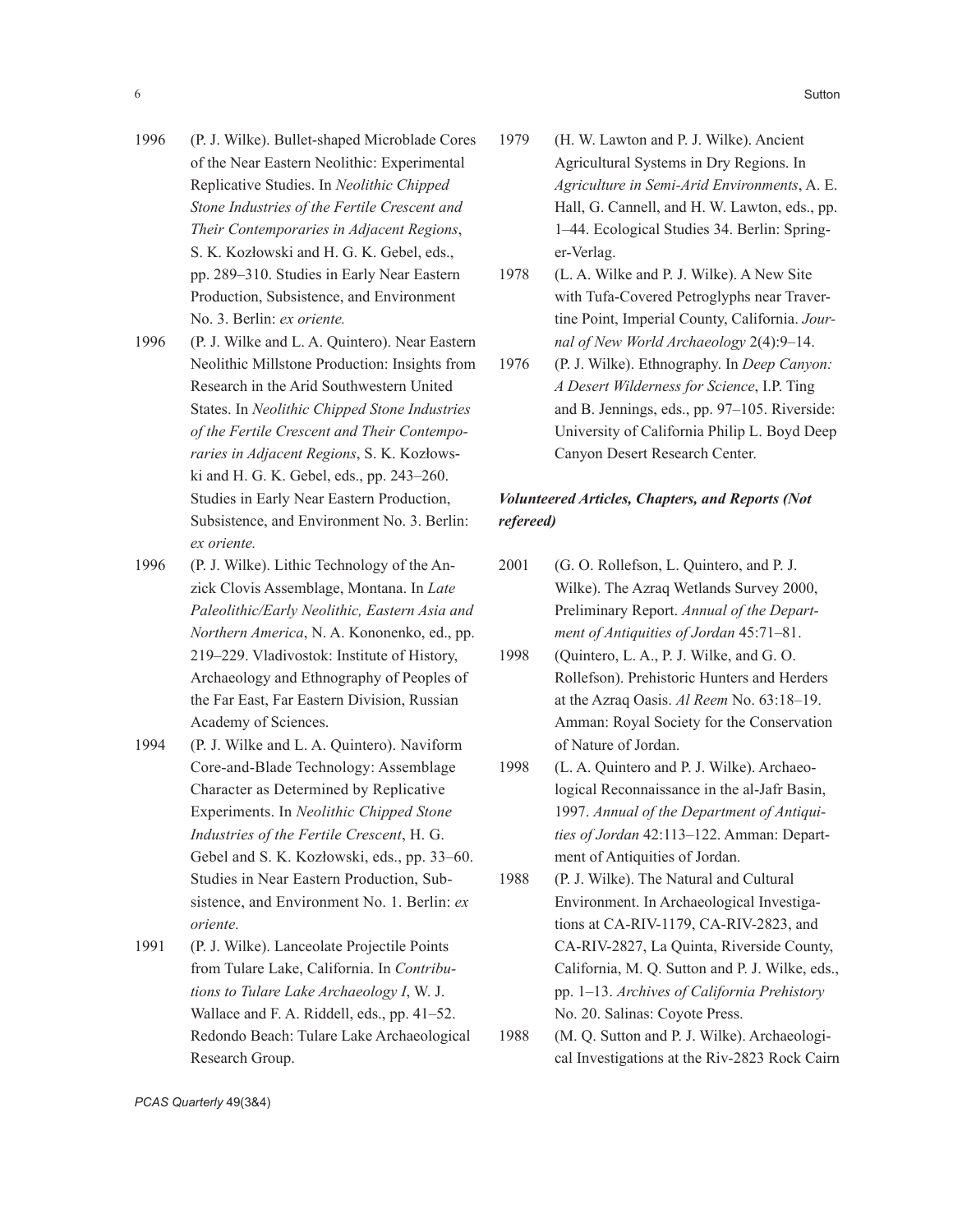1996 (P. J. Wilke). Bullet-shaped Microblade Cores of the Near Eastern Neolithic: Experimental Replicative Studies. In *Neolithic Chipped Stone Industries of the Fertile Crescent and Their Contemporaries in Adjacent Regions*, S. K. Kozłowski and H. G. K. Gebel, eds., pp. 289–310. Studies in Early Near Eastern Production, Subsistence, and Environment No. 3. Berlin: *ex oriente.*

1996 (P. J. Wilke and L. A. Quintero). Near Eastern Neolithic Millstone Production: Insights from Research in the Arid Southwestern United States. In *Neolithic Chipped Stone Industries of the Fertile Crescent and Their Contemporaries in Adjacent Regions*, S. K. Kozłowski and H. G. K. Gebel, eds., pp. 243–260. Studies in Early Near Eastern Production, Subsistence, and Environment No. 3. Berlin: *ex oriente.*

1996 (P. J. Wilke). Lithic Technology of the Anzick Clovis Assemblage, Montana. In *Late Paleolithic/Early Neolithic, Eastern Asia and Northern America*, N. A. Kononenko, ed., pp. 219–229. Vladivostok: Institute of History, Archaeology and Ethnography of Peoples of the Far East, Far Eastern Division, Russian Academy of Sciences.

1994 (P. J. Wilke and L. A. Quintero). Naviform Core-and-Blade Technology: Assemblage Character as Determined by Replicative Experiments. In *Neolithic Chipped Stone Industries of the Fertile Crescent*, H. G. Gebel and S. K. Kozłowski, eds., pp. 33–60. Studies in Near Eastern Production, Subsistence, and Environment No. 1. Berlin: *ex oriente.*

1991 (P. J. Wilke). Lanceolate Projectile Points from Tulare Lake, California. In *Contributions to Tulare Lake Archaeology I*, W. J. Wallace and F. A. Riddell, eds., pp. 41–52. Redondo Beach: Tulare Lake Archaeological Research Group.

1979 (H. W. Lawton and P. J. Wilke). Ancient Agricultural Systems in Dry Regions. In *Agriculture in Semi-Arid Environments*, A. E. Hall, G. Cannell, and H. W. Lawton, eds., pp. 1–44. Ecological Studies 34. Berlin: Springer-Verlag.

1978 (L. A. Wilke and P. J. Wilke). A New Site with Tufa-Covered Petroglyphs near Travertine Point, Imperial County, California. *Journal of New World Archaeology* 2(4):9–14.

1976 (P. J. Wilke). Ethnography. In *Deep Canyon: A Desert Wilderness for Science*, I.P. Ting and B. Jennings, eds., pp. 97–105. Riverside: University of California Philip L. Boyd Deep Canyon Desert Research Center.

### *Volunteered Articles, Chapters, and Reports (Not refereed)*

2001 (G. O. Rollefson, L. Quintero, and P. J. Wilke). The Azraq Wetlands Survey 2000, Preliminary Report. *Annual of the Department of Antiquities of Jordan* 45:71–81.

1998 (Quintero, L. A., P. J. Wilke, and G. O. Rollefson). Prehistoric Hunters and Herders at the Azraq Oasis. *Al Reem* No. 63:18–19. Amman: Royal Society for the Conservation of Nature of Jordan.

1998 (L. A. Quintero and P. J. Wilke). Archaeological Reconnaissance in the al-Jafr Basin, 1997. *Annual of the Department of Antiquities of Jordan* 42:113–122. Amman: Department of Antiquities of Jordan.

1988 (P. J. Wilke). The Natural and Cultural Environment. In Archaeological Investigations at CA-RIV-1179, CA-RIV-2823, and CA-RIV-2827, La Quinta, Riverside County, California, M. Q. Sutton and P. J. Wilke, eds., pp. 1–13. *Archives of California Prehistory* No. 20. Salinas: Coyote Press.

1988 (M. Q. Sutton and P. J. Wilke). Archaeological Investigations at the Riv-2823 Rock Cairn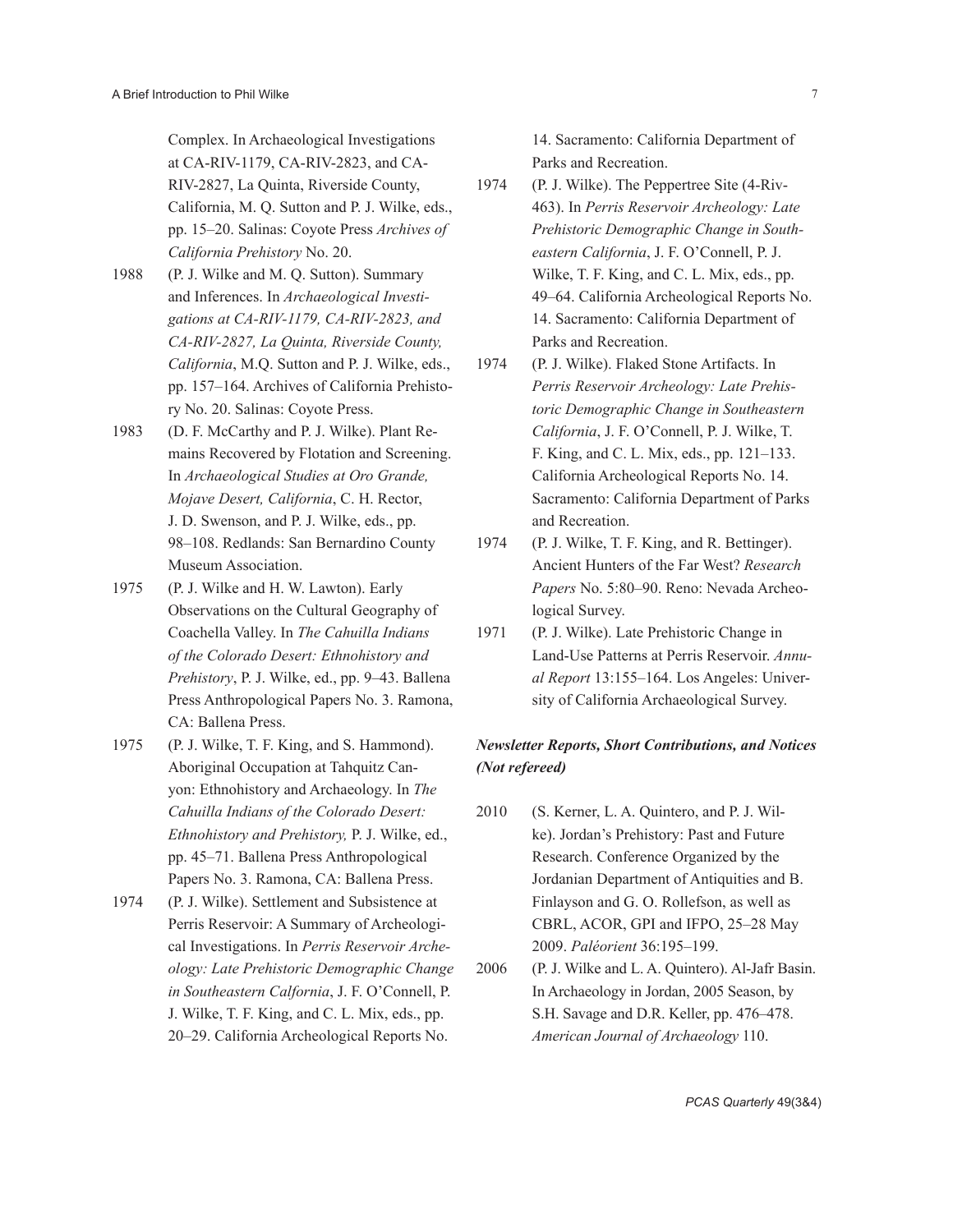Complex. In Archaeological Investigations at CA-RIV-1179, CA-RIV-2823, and CA-RIV-2827, La Quinta, Riverside County, California, M. Q. Sutton and P. J. Wilke, eds., pp. 15–20. Salinas: Coyote Press *Archives of California Prehistory* No. 20.

1988 (P. J. Wilke and M. Q. Sutton). Summary and Inferences. In *Archaeological Investigations at CA-RIV-1179, CA-RIV-2823, and CA-RIV-2827, La Quinta, Riverside County, California*, M.Q. Sutton and P. J. Wilke, eds., pp. 157–164. Archives of California Prehistory No. 20. Salinas: Coyote Press.

1983 (D. F. McCarthy and P. J. Wilke). Plant Remains Recovered by Flotation and Screening. In *Archaeological Studies at Oro Grande, Mojave Desert, California*, C. H. Rector, J. D. Swenson, and P. J. Wilke, eds., pp. 98–108. Redlands: San Bernardino County Museum Association.

1975 (P. J. Wilke and H. W. Lawton). Early Observations on the Cultural Geography of Coachella Valley. In *The Cahuilla Indians of the Colorado Desert: Ethnohistory and Prehistory*, P. J. Wilke, ed., pp. 9–43. Ballena Press Anthropological Papers No. 3. Ramona, CA: Ballena Press.

1975 (P. J. Wilke, T. F. King, and S. Hammond). Aboriginal Occupation at Tahquitz Canyon: Ethnohistory and Archaeology. In *The Cahuilla Indians of the Colorado Desert: Ethnohistory and Prehistory,* P. J. Wilke, ed., pp. 45–71. Ballena Press Anthropological Papers No. 3. Ramona, CA: Ballena Press.

1974 (P. J. Wilke). Settlement and Subsistence at Perris Reservoir: A Summary of Archeological Investigations. In *Perris Reservoir Archeology: Late Prehistoric Demographic Change in Southeastern Calfornia*, J. F. O'Connell, P. J. Wilke, T. F. King, and C. L. Mix, eds., pp. 20–29. California Archeological Reports No. 14. Sacramento: California Department of Parks and Recreation.

1974 (P. J. Wilke). The Peppertree Site (4-Riv-463). In *Perris Reservoir Archeology: Late Prehistoric Demographic Change in Southeastern California*, J. F. O'Connell, P. J. Wilke, T. F. King, and C. L. Mix, eds., pp. 49–64. California Archeological Reports No. 14. Sacramento: California Department of Parks and Recreation.

1974 (P. J. Wilke). Flaked Stone Artifacts. In *Perris Reservoir Archeology: Late Prehistoric Demographic Change in Southeastern California*, J. F. O'Connell, P. J. Wilke, T. F. King, and C. L. Mix, eds., pp. 121–133. California Archeological Reports No. 14. Sacramento: California Department of Parks and Recreation.

1974 (P. J. Wilke, T. F. King, and R. Bettinger). Ancient Hunters of the Far West? *Research Papers* No. 5:80–90. Reno: Nevada Archeological Survey.

1971 (P. J. Wilke). Late Prehistoric Change in Land-Use Patterns at Perris Reservoir. *Annual Report* 13:155–164. Los Angeles: University of California Archaeological Survey.

### *Newsletter Reports, Short Contributions, and Notices (Not refereed)*

2010 (S. Kerner, L. A. Quintero, and P. J. Wilke). Jordan's Prehistory: Past and Future Research. Conference Organized by the Jordanian Department of Antiquities and B. Finlayson and G. O. Rollefson, as well as CBRL, ACOR, GPI and IFPO, 25–28 May 2009. *Paléorient* 36:195–199.

2006 (P. J. Wilke and L. A. Quintero). Al-Jafr Basin. In Archaeology in Jordan, 2005 Season, by S.H. Savage and D.R. Keller, pp. 476–478. *American Journal of Archaeology* 110.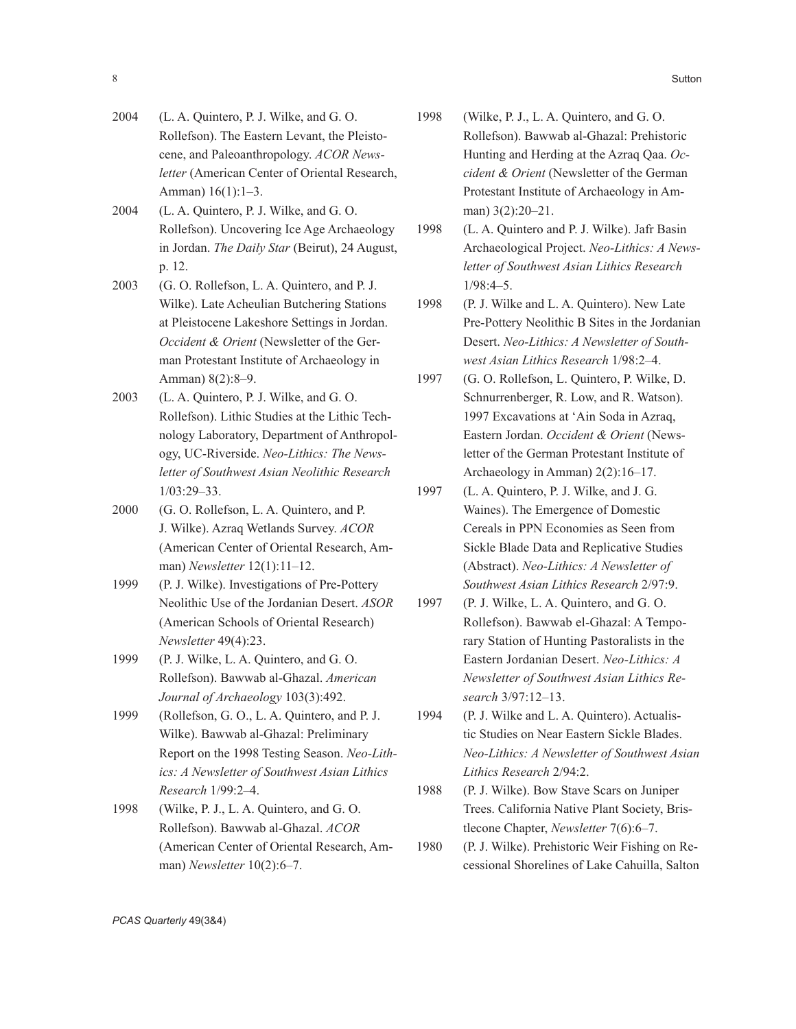2004 (L. A. Quintero, P. J. Wilke, and G. O. Rollefson). The Eastern Levant, the Pleistocene, and Paleoanthropology. *ACOR Newsletter* (American Center of Oriental Research, Amman) 16(1):1–3.

2004 (L. A. Quintero, P. J. Wilke, and G. O. Rollefson). Uncovering Ice Age Archaeology in Jordan. *The Daily Star* (Beirut), 24 August, p. 12.

2003 (G. O. Rollefson, L. A. Quintero, and P. J. Wilke). Late Acheulian Butchering Stations at Pleistocene Lakeshore Settings in Jordan. *Occident & Orient* (Newsletter of the German Protestant Institute of Archaeology in Amman) 8(2):8–9.

2003 (L. A. Quintero, P. J. Wilke, and G. O. Rollefson). Lithic Studies at the Lithic Technology Laboratory, Department of Anthropology, UC-Riverside. *Neo-Lithics: The Newsletter of Southwest Asian Neolithic Research* 1/03:29–33.

2000 (G. O. Rollefson, L. A. Quintero, and P. J. Wilke). Azraq Wetlands Survey. *ACOR* (American Center of Oriental Research, Amman) *Newsletter* 12(1):11–12.

1999 (P. J. Wilke). Investigations of Pre-Pottery Neolithic Use of the Jordanian Desert. *ASOR* (American Schools of Oriental Research) *Newsletter* 49(4):23.

1999 (P. J. Wilke, L. A. Quintero, and G. O. Rollefson). Bawwab al-Ghazal. *American Journal of Archaeology* 103(3):492.

1999 (Rollefson, G. O., L. A. Quintero, and P. J. Wilke). Bawwab al-Ghazal: Preliminary Report on the 1998 Testing Season. *Neo-Lithics: A Newsletter of Southwest Asian Lithics Research* 1/99:2–4.

1998 (Wilke, P. J., L. A. Quintero, and G. O. Rollefson). Bawwab al-Ghazal. *ACOR* (American Center of Oriental Research, Amman) *Newsletter* 10(2):6–7.

1998 (Wilke, P. J., L. A. Quintero, and G. O. Rollefson). Bawwab al-Ghazal: Prehistoric Hunting and Herding at the Azraq Qaa. *Occident & Orient* (Newsletter of the German Protestant Institute of Archaeology in Amman) 3(2):20–21.

1998 (L. A. Quintero and P. J. Wilke). Jafr Basin Archaeological Project. *Neo-Lithics: A Newsletter of Southwest Asian Lithics Research* 1/98:4–5.

1998 (P. J. Wilke and L. A. Quintero). New Late Pre-Pottery Neolithic B Sites in the Jordanian Desert. *Neo-Lithics: A Newsletter of Southwest Asian Lithics Research* 1/98:2–4.

1997 (G. O. Rollefson, L. Quintero, P. Wilke, D. Schnurrenberger, R. Low, and R. Watson). 1997 Excavations at ‘Ain Soda in Azraq, Eastern Jordan. *Occident & Orient* (Newsletter of the German Protestant Institute of Archaeology in Amman) 2(2):16–17.

1997 (L. A. Quintero, P. J. Wilke, and J. G. Waines). The Emergence of Domestic Cereals in PPN Economies as Seen from Sickle Blade Data and Replicative Studies (Abstract). *Neo-Lithics: A Newsletter of Southwest Asian Lithics Research* 2/97:9.

1997 (P. J. Wilke, L. A. Quintero, and G. O. Rollefson). Bawwab el-Ghazal: A Temporary Station of Hunting Pastoralists in the Eastern Jordanian Desert. *Neo-Lithics: A Newsletter of Southwest Asian Lithics Research* 3/97:12–13.

1994 (P. J. Wilke and L. A. Quintero). Actualistic Studies on Near Eastern Sickle Blades. *Neo-Lithics: A Newsletter of Southwest Asian Lithics Research* 2/94:2.

1988 (P. J. Wilke). Bow Stave Scars on Juniper Trees. California Native Plant Society, Bristlecone Chapter, *Newsletter* 7(6):6–7.

1980 (P. J. Wilke). Prehistoric Weir Fishing on Recessional Shorelines of Lake Cahuilla, Salton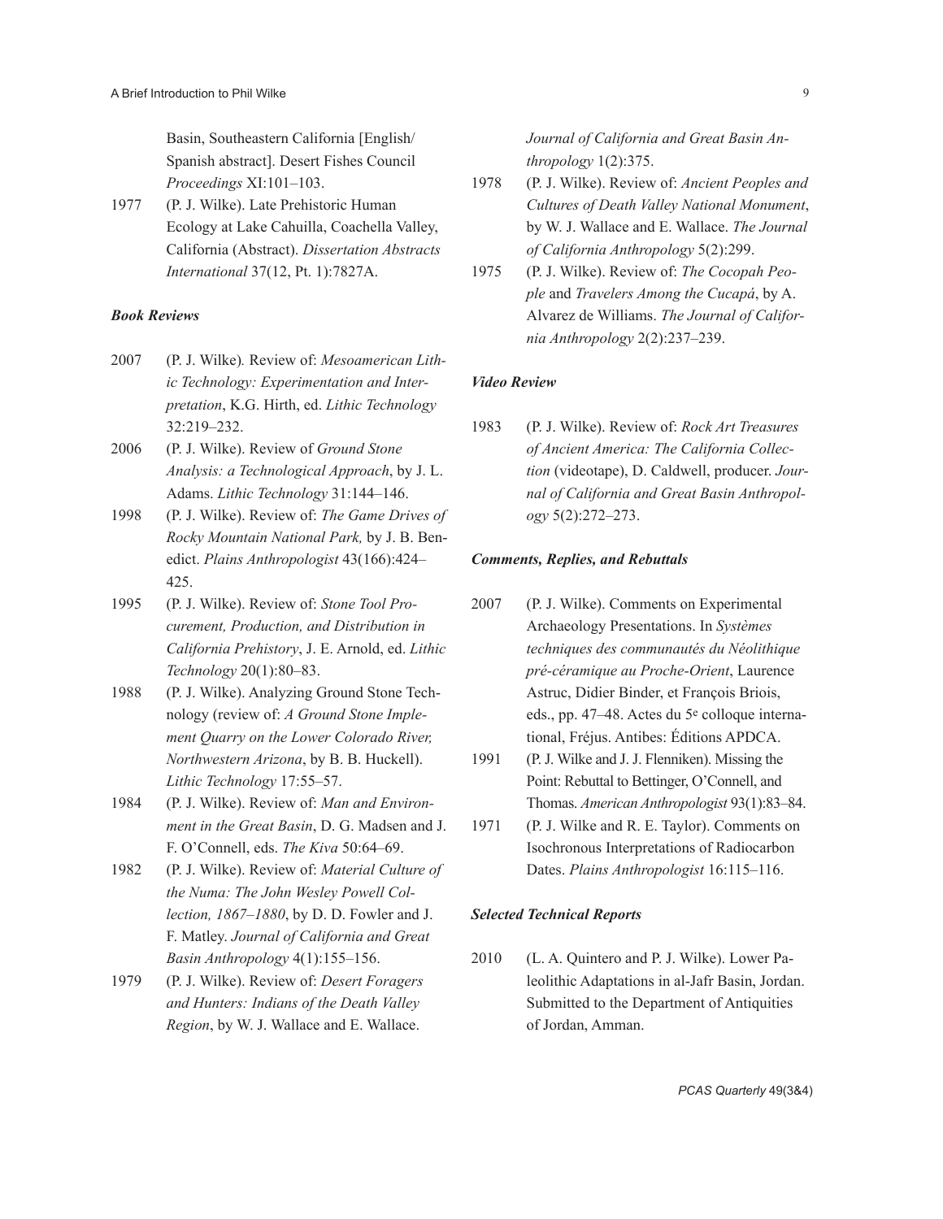Basin, Southeastern California [English/ Spanish abstract]. Desert Fishes Council *Proceedings* XI:101–103.

1977 (P. J. Wilke). Late Prehistoric Human Ecology at Lake Cahuilla, Coachella Valley, California (Abstract). *Dissertation Abstracts International* 37(12, Pt. 1):7827A.

### *Book Reviews*

2007 (P. J. Wilke). Review of: *Mesoamerican Lithic Technology: Experimentation and Interpretation*, K.G. Hirth, ed. *Lithic Technology* 32:219–232.

2006 (P. J. Wilke). Review of *Ground Stone Analysis: a Technological Approach*, by J. L. Adams. *Lithic Technology* 31:144–146.

1998 (P. J. Wilke). Review of: *The Game Drives of Rocky Mountain National Park,* by J. B. Benedict. *Plains Anthropologist* 43(166):424–425.

1995 (P. J. Wilke). Review of: *Stone Tool Procurement, Production, and Distribution in California Prehistory*, J. E. Arnold, ed. *Lithic Technology* 20(1):80–83.

1988 (P. J. Wilke). Analyzing Ground Stone Technology (review of: *A Ground Stone Implement Quarry on the Lower Colorado River, Northwestern Arizona*, by B. B. Huckell). *Lithic Technology* 17:55–57.

1984 (P. J. Wilke). Review of: *Man and Environment in the Great Basin*, D. G. Madsen and J. F. O'Connell, eds. *The Kiva* 50:64–69.

1982 (P. J. Wilke). Review of: *Material Culture of the Numa: The John Wesley Powell Collection, 1867–1880*, by D. D. Fowler and J. F. Matley. *Journal of California and Great Basin Anthropology* 4(1):155–156.

1979 (P. J. Wilke). Review of: *Desert Foragers and Hunters: Indians of the Death Valley Region*, by W. J. Wallace and E. Wallace. *Journal of California and Great Basin Anthropology* 1(2):375.

1978 (P. J. Wilke). Review of: *Ancient Peoples and Cultures of Death Valley National Monument*, by W. J. Wallace and E. Wallace. *The Journal of California Anthropology* 5(2):299.

1975 (P. J. Wilke). Review of: *The Cocopah People* and *Travelers Among the Cucapá*, by A. Alvarez de Williams. *The Journal of California Anthropology* 2(2):237–239.

### *Video Review*

1983 (P. J. Wilke). Review of: *Rock Art Treasures of Ancient America: The California Collection* (videotape), D. Caldwell, producer. *Journal of California and Great Basin Anthropology* 5(2):272–273.

### *Comments, Replies, and Rebuttals*

2007 (P. J. Wilke). Comments on Experimental Archaeology Presentations. In *Systèmes techniques des communautés du Néolithique pré-céramique au Proche-Orient*, Laurence Astruc, Didier Binder, et François Briois, eds., pp. 47–48. Actes du 5e colloque international, Fréjus. Antibes: Éditions APDCA.

1991 (P. J. Wilke and J. J. Flenniken). Missing the Point: Rebuttal to Bettinger, O'Connell, and Thomas. *American Anthropologist* 93(1):83–84.

1971 (P. J. Wilke and R. E. Taylor). Comments on Isochronous Interpretations of Radiocarbon Dates. *Plains Anthropologist* 16:115–116.

### *Selected Technical Reports*

2010 (L. A. Quintero and P. J. Wilke). Lower Paleolithic Adaptations in al-Jafr Basin, Jordan. Submitted to the Department of Antiquities of Jordan, Amman.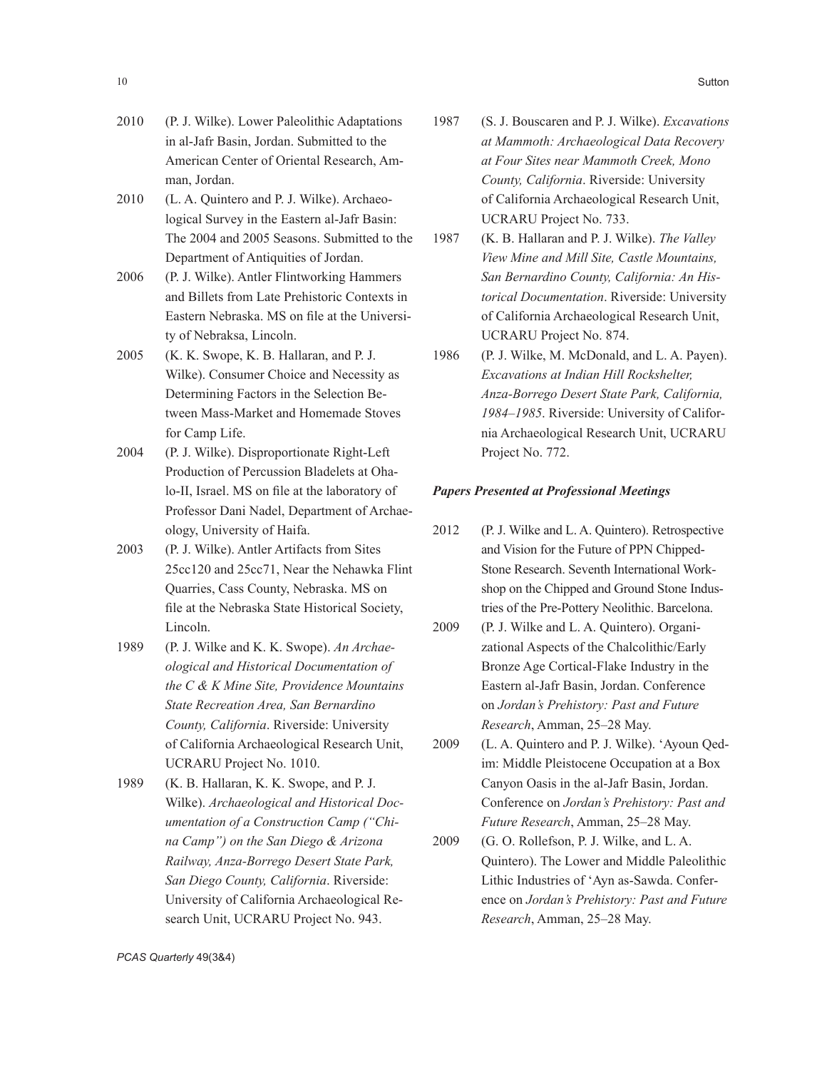2010 (P. J. Wilke). Lower Paleolithic Adaptations in al-Jafr Basin, Jordan. Submitted to the American Center of Oriental Research, Amman, Jordan.

2010 (L. A. Quintero and P. J. Wilke). Archaeological Survey in the Eastern al-Jafr Basin: The 2004 and 2005 Seasons. Submitted to the Department of Antiquities of Jordan.

2006 (P. J. Wilke). Antler Flintworking Hammers and Billets from Late Prehistoric Contexts in Eastern Nebraska. MS on file at the University of Nebraksa, Lincoln.

2005 (K. K. Swope, K. B. Hallaran, and P. J. Wilke). Consumer Choice and Necessity as Determining Factors in the Selection Between Mass-Market and Homemade Stoves for Camp Life.

2004 (P. J. Wilke). Disproportionate Right-Left Production of Percussion Bladelets at Ohalo-II, Israel. MS on file at the laboratory of Professor Dani Nadel, Department of Archaeology, University of Haifa.

2003 (P. J. Wilke). Antler Artifacts from Sites 25cc120 and 25cc71, Near the Nehawka Flint Quarries, Cass County, Nebraska. MS on file at the Nebraska State Historical Society, Lincoln.

1989 (P. J. Wilke and K. K. Swope). *An Archaeological and Historical Documentation of the C & K Mine Site, Providence Mountains State Recreation Area, San Bernardino County, California*. Riverside: University of California Archaeological Research Unit, UCRARU Project No. 1010.

1989 (K. B. Hallaran, K. K. Swope, and P. J. Wilke). *Archaeological and Historical Documentation of a Construction Camp ("China Camp") on the San Diego & Arizona Railway, Anza-Borrego Desert State Park, San Diego County, California*. Riverside: University of California Archaeological Research Unit, UCRARU Project No. 943.

1987 (S. J. Bouscaren and P. J. Wilke). *Excavations at Mammoth: Archaeological Data Recovery at Four Sites near Mammoth Creek, Mono County, California*. Riverside: University of California Archaeological Research Unit, UCRARU Project No. 733.

1987 (K. B. Hallaran and P. J. Wilke). *The Valley View Mine and Mill Site, Castle Mountains, San Bernardino County, California: An Historical Documentation*. Riverside: University of California Archaeological Research Unit, UCRARU Project No. 874.

1986 (P. J. Wilke, M. McDonald, and L. A. Payen). *Excavations at Indian Hill Rockshelter, Anza-Borrego Desert State Park, California, 1984–1985*. Riverside: University of California Archaeological Research Unit, UCRARU Project No. 772.

***Papers Presented at Professional Meetings***

2012 (P. J. Wilke and L. A. Quintero). Retrospective and Vision for the Future of PPN Chipped-Stone Research. Seventh International Workshop on the Chipped and Ground Stone Industries of the Pre-Pottery Neolithic. Barcelona.

2009 (P. J. Wilke and L. A. Quintero). Organizational Aspects of the Chalcolithic/Early Bronze Age Cortical-Flake Industry in the Eastern al-Jafr Basin, Jordan. Conference on *Jordan's Prehistory: Past and Future Research*, Amman, 25–28 May.

2009 (L. A. Quintero and P. J. Wilke). 'Ayoun Qedim: Middle Pleistocene Occupation at a Box Canyon Oasis in the al-Jafr Basin, Jordan. Conference on *Jordan's Prehistory: Past and Future Research*, Amman, 25–28 May.

2009 (G. O. Rollefson, P. J. Wilke, and L. A. Quintero). The Lower and Middle Paleolithic Lithic Industries of 'Ayn as-Sawda. Conference on *Jordan's Prehistory: Past and Future Research*, Amman, 25–28 May.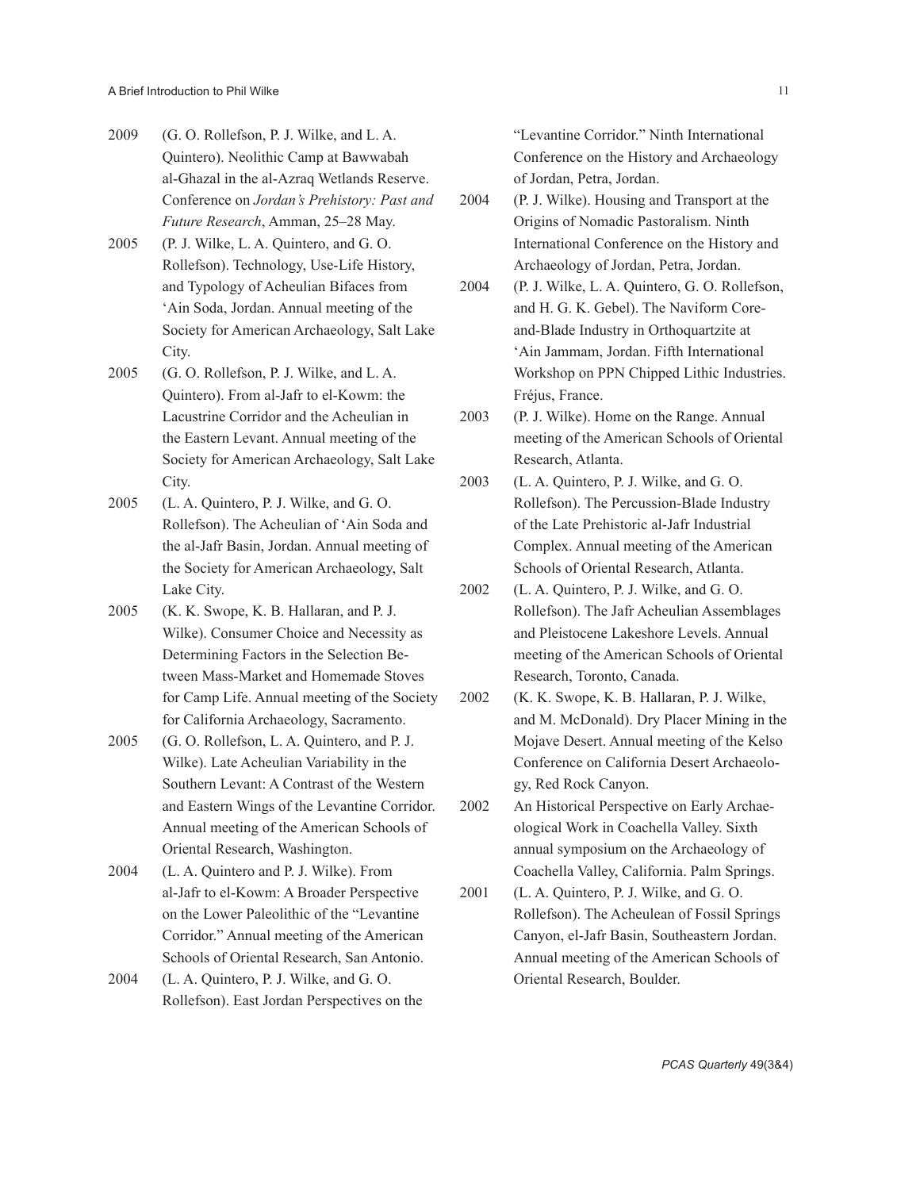2009 (G. O. Rollefson, P. J. Wilke, and L. A. Quintero). Neolithic Camp at Bawwabah al-Ghazal in the al-Azraq Wetlands Reserve. Conference on *Jordan's Prehistory: Past and Future Research*, Amman, 25–28 May.

2005 (P. J. Wilke, L. A. Quintero, and G. O. Rollefson). Technology, Use-Life History, and Typology of Acheulian Bifaces from 'Ain Soda, Jordan. Annual meeting of the Society for American Archaeology, Salt Lake City.

2005 (G. O. Rollefson, P. J. Wilke, and L. A. Quintero). From al-Jafr to el-Kowm: the Lacustrine Corridor and the Acheulian in the Eastern Levant. Annual meeting of the Society for American Archaeology, Salt Lake City.

2005 (L. A. Quintero, P. J. Wilke, and G. O. Rollefson). The Acheulian of 'Ain Soda and the al-Jafr Basin, Jordan. Annual meeting of the Society for American Archaeology, Salt Lake City.

2005 (K. K. Swope, K. B. Hallaran, and P. J. Wilke). Consumer Choice and Necessity as Determining Factors in the Selection Between Mass-Market and Homemade Stoves for Camp Life. Annual meeting of the Society for California Archaeology, Sacramento.

2005 (G. O. Rollefson, L. A. Quintero, and P. J. Wilke). Late Acheulian Variability in the Southern Levant: A Contrast of the Western and Eastern Wings of the Levantine Corridor. Annual meeting of the American Schools of Oriental Research, Washington.

2004 (L. A. Quintero and P. J. Wilke). From al-Jafr to el-Kowm: A Broader Perspective on the Lower Paleolithic of the "Levantine Corridor." Annual meeting of the American Schools of Oriental Research, San Antonio.

2004 (L. A. Quintero, P. J. Wilke, and G. O. Rollefson). East Jordan Perspectives on the "Levantine Corridor." Ninth International Conference on the History and Archaeology of Jordan, Petra, Jordan.

2004 (P. J. Wilke). Housing and Transport at the Origins of Nomadic Pastoralism. Ninth International Conference on the History and Archaeology of Jordan, Petra, Jordan.

2004 (P. J. Wilke, L. A. Quintero, G. O. Rollefson, and H. G. K. Gebel). The Naviform Core-and-Blade Industry in Orthoquartzite at 'Ain Jammam, Jordan. Fifth International Workshop on PPN Chipped Lithic Industries. Fréjus, France.

2003 (P. J. Wilke). Home on the Range. Annual meeting of the American Schools of Oriental Research, Atlanta.

2003 (L. A. Quintero, P. J. Wilke, and G. O. Rollefson). The Percussion-Blade Industry of the Late Prehistoric al-Jafr Industrial Complex. Annual meeting of the American Schools of Oriental Research, Atlanta.

2002 (L. A. Quintero, P. J. Wilke, and G. O. Rollefson). The Jafr Acheulian Assemblages and Pleistocene Lakeshore Levels. Annual meeting of the American Schools of Oriental Research, Toronto, Canada.

2002 (K. K. Swope, K. B. Hallaran, P. J. Wilke, and M. McDonald). Dry Placer Mining in the Mojave Desert. Annual meeting of the Kelso Conference on California Desert Archaeology, Red Rock Canyon.

2002 An Historical Perspective on Early Archaeological Work in Coachella Valley. Sixth annual symposium on the Archaeology of Coachella Valley, California. Palm Springs.

2001 (L. A. Quintero, P. J. Wilke, and G. O. Rollefson). The Acheulean of Fossil Springs Canyon, el-Jafr Basin, Southeastern Jordan. Annual meeting of the American Schools of Oriental Research, Boulder.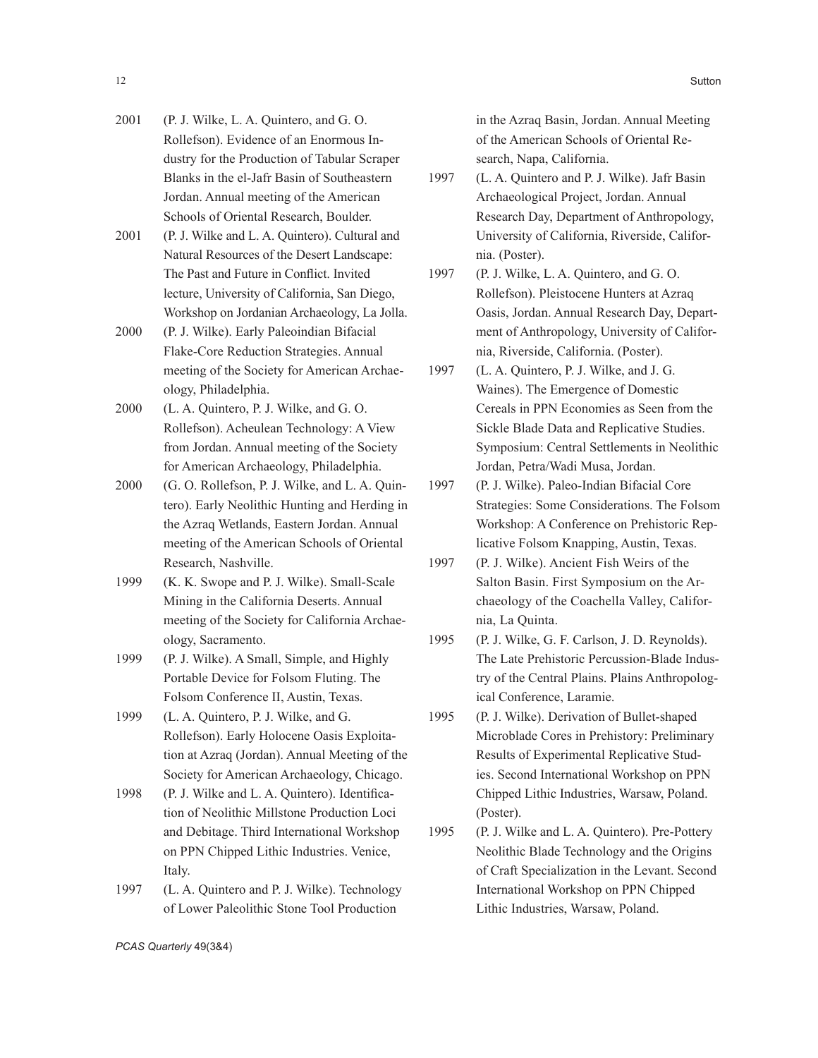2001 (P. J. Wilke, L. A. Quintero, and G. O. Rollefson). Evidence of an Enormous Industry for the Production of Tabular Scraper Blanks in the el-Jafr Basin of Southeastern Jordan. Annual meeting of the American Schools of Oriental Research, Boulder.

2001 (P. J. Wilke and L. A. Quintero). Cultural and Natural Resources of the Desert Landscape: The Past and Future in Conflict. Invited lecture, University of California, San Diego, Workshop on Jordanian Archaeology, La Jolla.

2000 (P. J. Wilke). Early Paleoindian Bifacial Flake-Core Reduction Strategies. Annual meeting of the Society for American Archaeology, Philadelphia.

2000 (L. A. Quintero, P. J. Wilke, and G. O. Rollefson). Acheulean Technology: A View from Jordan. Annual meeting of the Society for American Archaeology, Philadelphia.

2000 (G. O. Rollefson, P. J. Wilke, and L. A. Quintero). Early Neolithic Hunting and Herding in the Azraq Wetlands, Eastern Jordan. Annual meeting of the American Schools of Oriental Research, Nashville.

1999 (K. K. Swope and P. J. Wilke). Small-Scale Mining in the California Deserts. Annual meeting of the Society for California Archaeology, Sacramento.

1999 (P. J. Wilke). A Small, Simple, and Highly Portable Device for Folsom Fluting. The Folsom Conference II, Austin, Texas.

1999 (L. A. Quintero, P. J. Wilke, and G. Rollefson). Early Holocene Oasis Exploitation at Azraq (Jordan). Annual Meeting of the Society for American Archaeology, Chicago.

1998 (P. J. Wilke and L. A. Quintero). Identification of Neolithic Millstone Production Loci and Debitage. Third International Workshop on PPN Chipped Lithic Industries. Venice, Italy.

1997 (L. A. Quintero and P. J. Wilke). Technology of Lower Paleolithic Stone Tool Production in the Azraq Basin, Jordan. Annual Meeting of the American Schools of Oriental Research, Napa, California.

1997 (L. A. Quintero and P. J. Wilke). Jafr Basin Archaeological Project, Jordan. Annual Research Day, Department of Anthropology, University of California, Riverside, California. (Poster).

1997 (P. J. Wilke, L. A. Quintero, and G. O. Rollefson). Pleistocene Hunters at Azraq Oasis, Jordan. Annual Research Day, Department of Anthropology, University of California, Riverside, California. (Poster).

1997 (L. A. Quintero, P. J. Wilke, and J. G. Waines). The Emergence of Domestic Cereals in PPN Economies as Seen from the Sickle Blade Data and Replicative Studies. Symposium: Central Settlements in Neolithic Jordan, Petra/Wadi Musa, Jordan.

1997 (P. J. Wilke). Paleo-Indian Bifacial Core Strategies: Some Considerations. The Folsom Workshop: A Conference on Prehistoric Replicative Folsom Knapping, Austin, Texas.

1997 (P. J. Wilke). Ancient Fish Weirs of the Salton Basin. First Symposium on the Archaeology of the Coachella Valley, California, La Quinta.

1995 (P. J. Wilke, G. F. Carlson, J. D. Reynolds). The Late Prehistoric Percussion-Blade Industry of the Central Plains. Plains Anthropological Conference, Laramie.

1995 (P. J. Wilke). Derivation of Bullet-shaped Microblade Cores in Prehistory: Preliminary Results of Experimental Replicative Studies. Second International Workshop on PPN Chipped Lithic Industries, Warsaw, Poland. (Poster).

1995 (P. J. Wilke and L. A. Quintero). Pre-Pottery Neolithic Blade Technology and the Origins of Craft Specialization in the Levant. Second International Workshop on PPN Chipped Lithic Industries, Warsaw, Poland.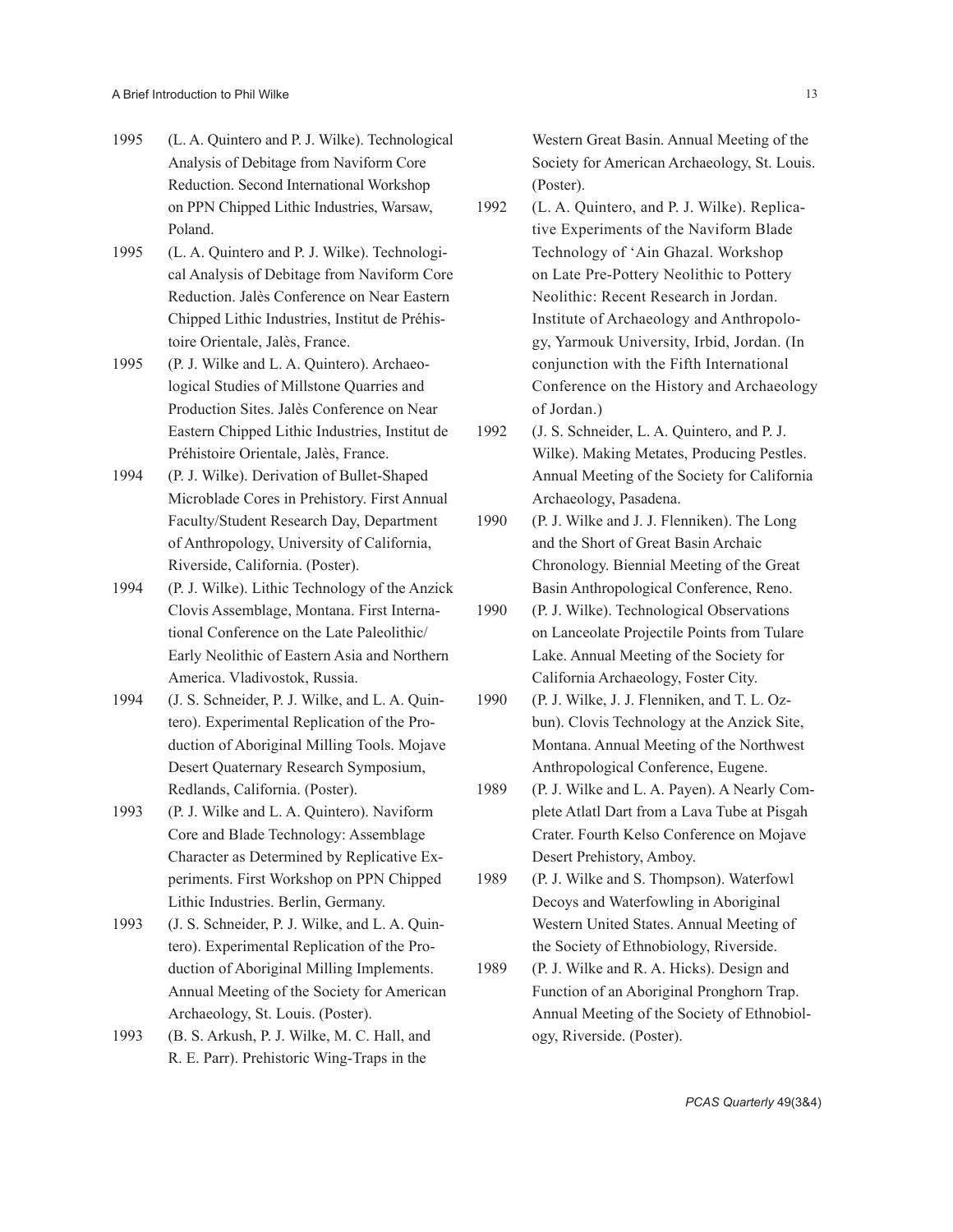1995 (L. A. Quintero and P. J. Wilke). Technological Analysis of Debitage from Naviform Core Reduction. Second International Workshop on PPN Chipped Lithic Industries, Warsaw, Poland.

1995 (L. A. Quintero and P. J. Wilke). Technological Analysis of Debitage from Naviform Core Reduction. Jalès Conference on Near Eastern Chipped Lithic Industries, Institut de Préhistoire Orientale, Jalès, France.

1995 (P. J. Wilke and L. A. Quintero). Archaeological Studies of Millstone Quarries and Production Sites. Jalès Conference on Near Eastern Chipped Lithic Industries, Institut de Préhistoire Orientale, Jalès, France.

1994 (P. J. Wilke). Derivation of Bullet-Shaped Microblade Cores in Prehistory. First Annual Faculty/Student Research Day, Department of Anthropology, University of California, Riverside, California. (Poster).

1994 (P. J. Wilke). Lithic Technology of the Anzick Clovis Assemblage, Montana. First International Conference on the Late Paleolithic/Early Neolithic of Eastern Asia and Northern America. Vladivostok, Russia.

1994 (J. S. Schneider, P. J. Wilke, and L. A. Quintero). Experimental Replication of the Production of Aboriginal Milling Tools. Mojave Desert Quaternary Research Symposium, Redlands, California. (Poster).

1993 (P. J. Wilke and L. A. Quintero). Naviform Core and Blade Technology: Assemblage Character as Determined by Replicative Experiments. First Workshop on PPN Chipped Lithic Industries. Berlin, Germany.

1993 (J. S. Schneider, P. J. Wilke, and L. A. Quintero). Experimental Replication of the Production of Aboriginal Milling Implements. Annual Meeting of the Society for American Archaeology, St. Louis. (Poster).

1993 (B. S. Arkush, P. J. Wilke, M. C. Hall, and R. E. Parr). Prehistoric Wing-Traps in the Western Great Basin. Annual Meeting of the Society for American Archaeology, St. Louis. (Poster).

1992 (L. A. Quintero, and P. J. Wilke). Replicative Experiments of the Naviform Blade Technology of 'Ain Ghazal. Workshop on Late Pre-Pottery Neolithic to Pottery Neolithic: Recent Research in Jordan. Institute of Archaeology and Anthropology, Yarmouk University, Irbid, Jordan. (In conjunction with the Fifth International Conference on the History and Archaeology of Jordan.)

1992 (J. S. Schneider, L. A. Quintero, and P. J. Wilke). Making Metates, Producing Pestles. Annual Meeting of the Society for California Archaeology, Pasadena.

1990 (P. J. Wilke and J. J. Flenniken). The Long and the Short of Great Basin Archaic Chronology. Biennial Meeting of the Great Basin Anthropological Conference, Reno.

1990 (P. J. Wilke). Technological Observations on Lanceolate Projectile Points from Tulare Lake. Annual Meeting of the Society for California Archaeology, Foster City.

1990 (P. J. Wilke, J. J. Flenniken, and T. L. Ozbun). Clovis Technology at the Anzick Site, Montana. Annual Meeting of the Northwest Anthropological Conference, Eugene.

1989 (P. J. Wilke and L. A. Payen). A Nearly Complete Atlatl Dart from a Lava Tube at Pisgah Crater. Fourth Kelso Conference on Mojave Desert Prehistory, Amboy.

1989 (P. J. Wilke and S. Thompson). Waterfowl Decoys and Waterfowling in Aboriginal Western United States. Annual Meeting of the Society of Ethnobiology, Riverside.

1989 (P. J. Wilke and R. A. Hicks). Design and Function of an Aboriginal Pronghorn Trap. Annual Meeting of the Society of Ethnobiology, Riverside. (Poster).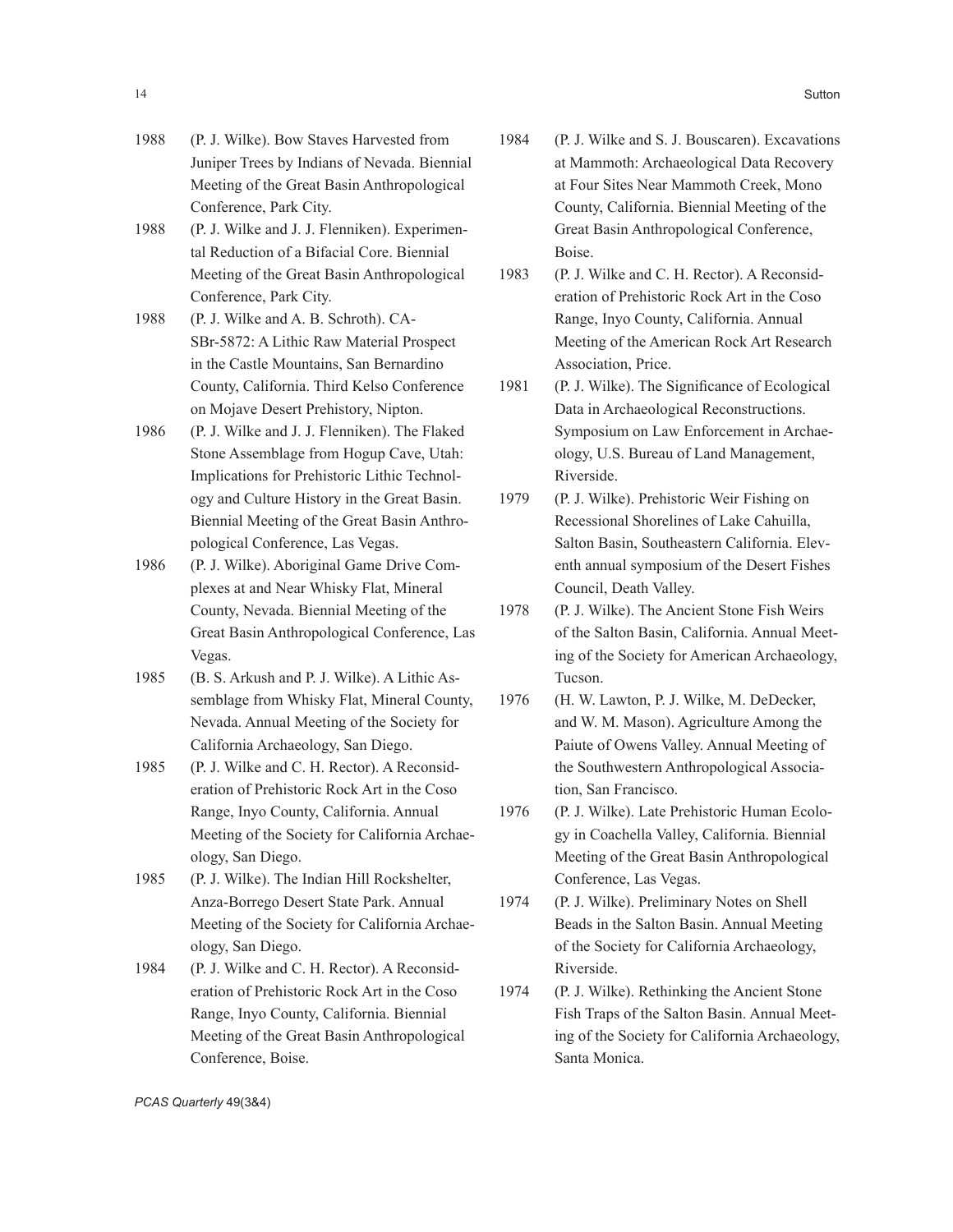1988 (P. J. Wilke). Bow Staves Harvested from Juniper Trees by Indians of Nevada. Biennial Meeting of the Great Basin Anthropological Conference, Park City.

1988 (P. J. Wilke and J. J. Flenniken). Experimental Reduction of a Bifacial Core. Biennial Meeting of the Great Basin Anthropological Conference, Park City.

1988 (P. J. Wilke and A. B. Schroth). CA-SBr-5872: A Lithic Raw Material Prospect in the Castle Mountains, San Bernardino County, California. Third Kelso Conference on Mojave Desert Prehistory, Nipton.

1986 (P. J. Wilke and J. J. Flenniken). The Flaked Stone Assemblage from Hogup Cave, Utah: Implications for Prehistoric Lithic Technology and Culture History in the Great Basin. Biennial Meeting of the Great Basin Anthropological Conference, Las Vegas.

1986 (P. J. Wilke). Aboriginal Game Drive Complexes at and Near Whisky Flat, Mineral County, Nevada. Biennial Meeting of the Great Basin Anthropological Conference, Las Vegas.

1985 (B. S. Arkush and P. J. Wilke). A Lithic Assemblage from Whisky Flat, Mineral County, Nevada. Annual Meeting of the Society for California Archaeology, San Diego.

1985 (P. J. Wilke and C. H. Rector). A Reconsideration of Prehistoric Rock Art in the Coso Range, Inyo County, California. Annual Meeting of the Society for California Archaeology, San Diego.

1985 (P. J. Wilke). The Indian Hill Rockshelter, Anza-Borrego Desert State Park. Annual Meeting of the Society for California Archaeology, San Diego.

1984 (P. J. Wilke and C. H. Rector). A Reconsideration of Prehistoric Rock Art in the Coso Range, Inyo County, California. Biennial Meeting of the Great Basin Anthropological Conference, Boise.

1984 (P. J. Wilke and S. J. Bouscaren). Excavations at Mammoth: Archaeological Data Recovery at Four Sites Near Mammoth Creek, Mono County, California. Biennial Meeting of the Great Basin Anthropological Conference, Boise.

1983 (P. J. Wilke and C. H. Rector). A Reconsideration of Prehistoric Rock Art in the Coso Range, Inyo County, California. Annual Meeting of the American Rock Art Research Association, Price.

1981 (P. J. Wilke). The Significance of Ecological Data in Archaeological Reconstructions. Symposium on Law Enforcement in Archaeology, U.S. Bureau of Land Management, Riverside.

1979 (P. J. Wilke). Prehistoric Weir Fishing on Recessional Shorelines of Lake Cahuilla, Salton Basin, Southeastern California. Eleventh annual symposium of the Desert Fishes Council, Death Valley.

1978 (P. J. Wilke). The Ancient Stone Fish Weirs of the Salton Basin, California. Annual Meeting of the Society for American Archaeology, Tucson.

1976 (H. W. Lawton, P. J. Wilke, M. DeDecker, and W. M. Mason). Agriculture Among the Paiute of Owens Valley. Annual Meeting of the Southwestern Anthropological Association, San Francisco.

1976 (P. J. Wilke). Late Prehistoric Human Ecology in Coachella Valley, California. Biennial Meeting of the Great Basin Anthropological Conference, Las Vegas.

1974 (P. J. Wilke). Preliminary Notes on Shell Beads in the Salton Basin. Annual Meeting of the Society for California Archaeology, Riverside.

1974 (P. J. Wilke). Rethinking the Ancient Stone Fish Traps of the Salton Basin. Annual Meeting of the Society for California Archaeology, Santa Monica.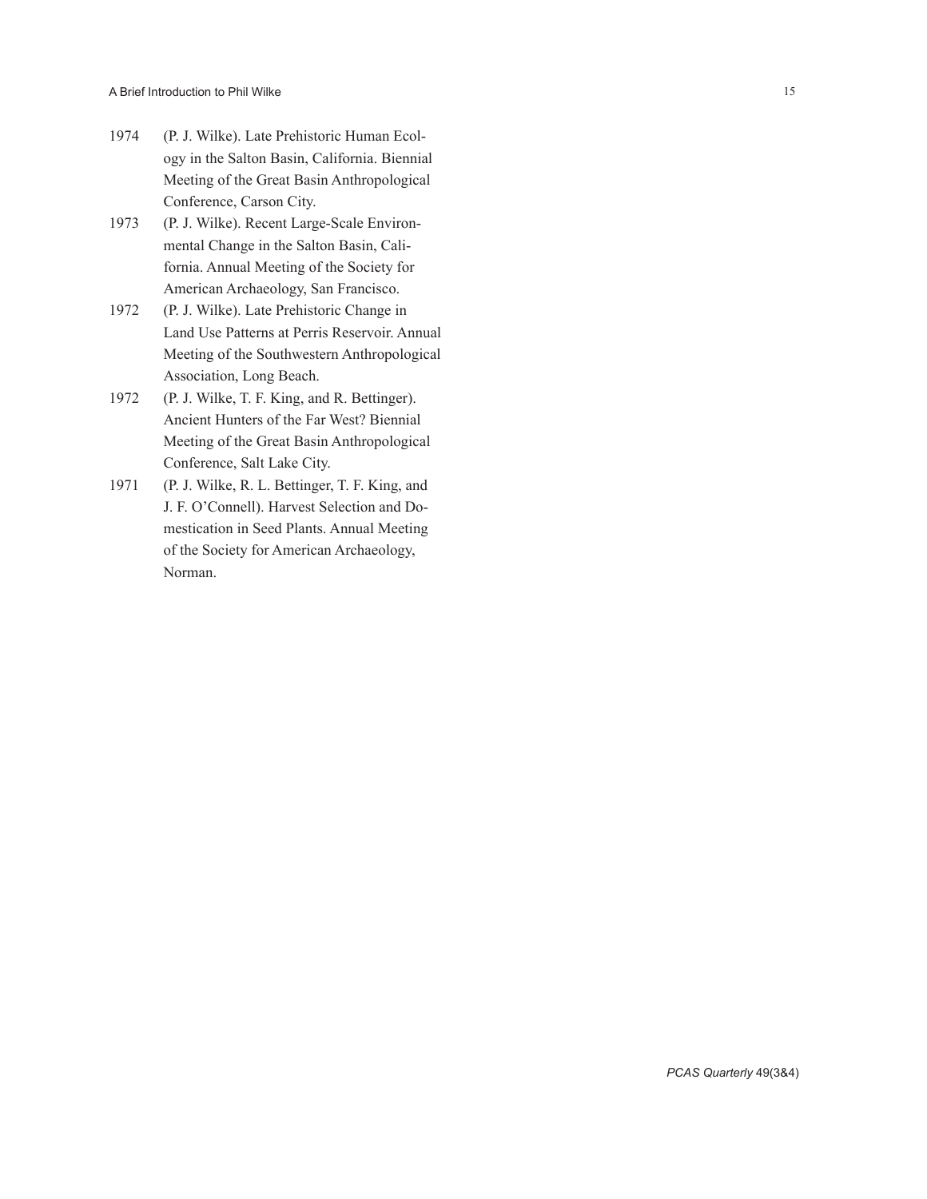1974 (P. J. Wilke). Late Prehistoric Human Ecology in the Salton Basin, California. Biennial Meeting of the Great Basin Anthropological Conference, Carson City.

1973 (P. J. Wilke). Recent Large-Scale Environmental Change in the Salton Basin, California. Annual Meeting of the Society for American Archaeology, San Francisco.

1972 (P. J. Wilke). Late Prehistoric Change in Land Use Patterns at Perris Reservoir. Annual Meeting of the Southwestern Anthropological Association, Long Beach.

1972 (P. J. Wilke, T. F. King, and R. Bettinger). Ancient Hunters of the Far West? Biennial Meeting of the Great Basin Anthropological Conference, Salt Lake City.

1971 (P. J. Wilke, R. L. Bettinger, T. F. King, and J. F. O'Connell). Harvest Selection and Domestication in Seed Plants. Annual Meeting of the Society for American Archaeology, Norman.